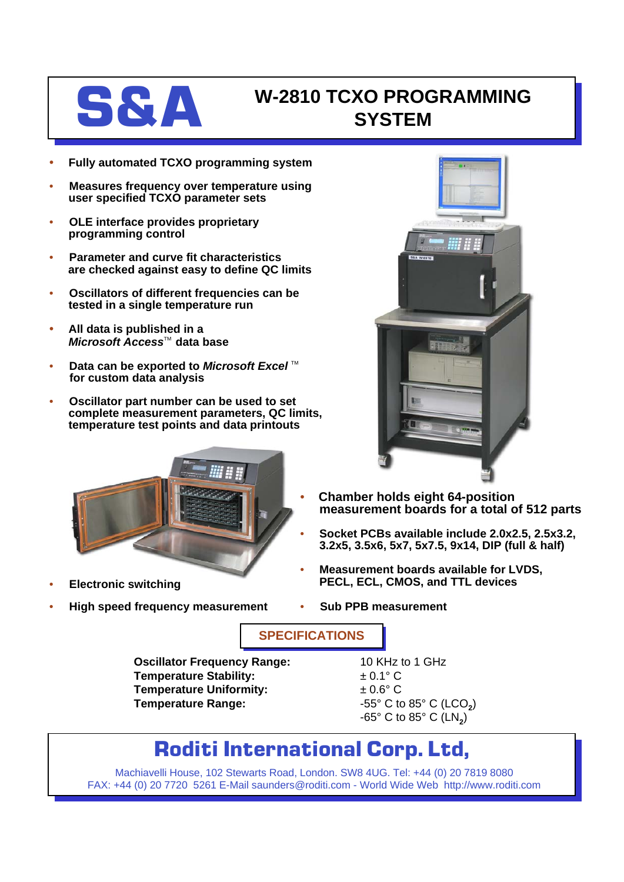# S&A

# W-2810 TCXO PROGRAMMING SYSTEM

- **Fully automated TCXO programming system**
- **Measures frequency over temperature using user specified TCXO parameter sets**
- **OLE interface provides proprietary programming control**
- **Parameter and curve fit characteristics are checked against easy to define QC limits**
- **Oscillators of different frequencies can be tested in a single temperature run**
- **All data is published in a *Microsoft Access*™ data base**
- **Data can be exported to *Microsoft Excel* ™ for custom data analysis**
- **Oscillator part number can be used to set complete measurement parameters, QC limits, temperature test points and data printouts**
- **Chamber holds eight 64-position measurement boards for a total of 512 parts**
- **Socket PCBs available include 2.0x2.5, 2.5x3.2, 3.2x5, 3.5x6, 5x7, 5x7.5, 9x14, DIP (full & half)**
- **Measurement boards available for LVDS, PECL, ECL, CMOS, and TTL devices**
- **Electronic switching**
- **High speed frequency measurement**
- **Sub PPB measurement**

## SPECIFICATIONS

| | |
|---|---|
| **Oscillator Frequency Range:** | 10 KHz to 1 GHz |
| **Temperature Stability:** | ± 0.1° C |
| **Temperature Uniformity:** | ± 0.6° C |
| **Temperature Range:** | -55° C to 85° C ($LCO_2$)<br>-65° C to 85° C ($LN_2$) |

## Roditi International Corp. Ltd,

Machiavelli House, 102 Stewarts Road, London. SW8 4UG. Tel: +44 (0) 20 7819 8080
FAX: +44 (0) 20 7720 5261 E-Mail saunders@roditi.com - World Wide Web http://www.roditi.com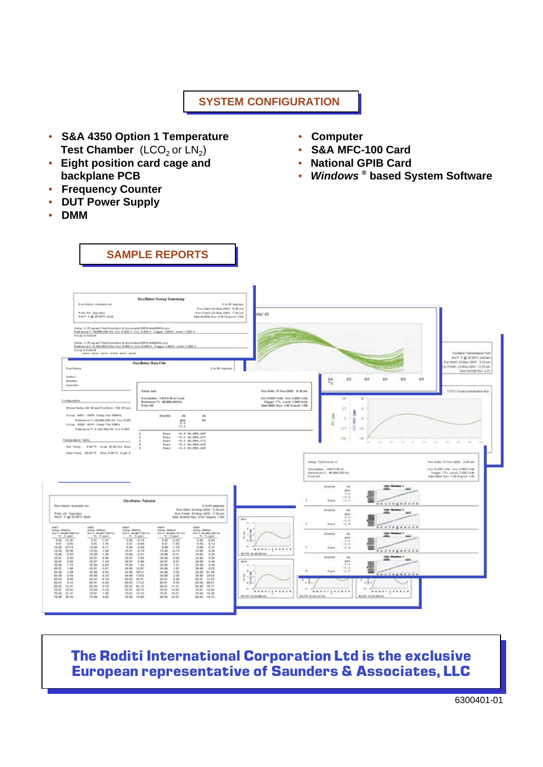## SYSTEM CONFIGURATION

- **S&A 4350 Option 1 Temperature Test Chamber** ($LCO_2$ or $LN_2$)
- **Eight position card cage and backplane PCB**
- **Frequency Counter**
- **DUT Power Supply**
- **DMM**
- **Computer**
- **S&A MFC-100 Card**
- **National GPIB Card**
- ***Windows*® based System Software**

## SAMPLE REPORTS

**The Roditi International Corporation Ltd is the exclusive European representative of Saunders & Associates, LLC**

6300401-01